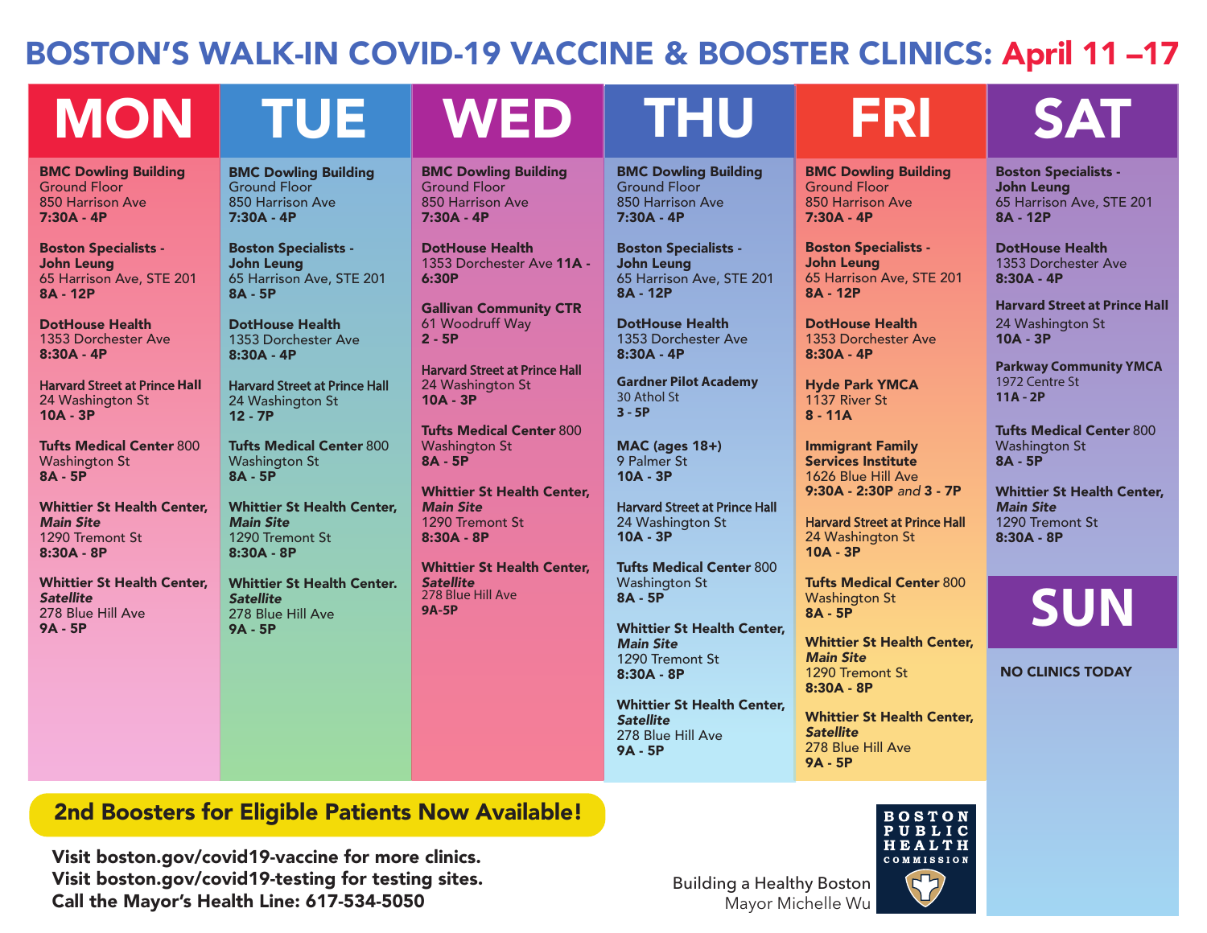# BOSTON'S WALK-IN COVID-19 VACCINE & BOOSTER CLINICS: April 11 –17

## MON

**BMC Dowling Building**
Ground Floor
850 Harrison Ave
**7:30A - 4P**

**Boston Specialists - John Leung**
65 Harrison Ave, STE 201
**8A - 12P**

**DotHouse Health**
1353 Dorchester Ave
**8:30A - 4P**

**Harvard Street at Prince Hall**
24 Washington St
**10A - 3P**

**Tufts Medical Center** 800 Washington St
**8A - 5P**

**Whittier St Health Center, *Main Site***
1290 Tremont St
**8:30A - 8P**

**Whittier St Health Center, *Satellite***
278 Blue Hill Ave
**9A - 5P**

## TUE

**BMC Dowling Building**
Ground Floor
850 Harrison Ave
**7:30A - 4P**

**Boston Specialists - John Leung**
65 Harrison Ave, STE 201
**8A - 5P**

**DotHouse Health**
1353 Dorchester Ave
**8:30A - 4P**

**Harvard Street at Prince Hall**
24 Washington St
**12 - 7P**

**Tufts Medical Center** 800 Washington St
**8A - 5P**

**Whittier St Health Center, *Main Site***
1290 Tremont St
**8:30A - 8P**

**Whittier St Health Center. *Satellite***
278 Blue Hill Ave
**9A - 5P**

## WED

**BMC Dowling Building**
Ground Floor
850 Harrison Ave
**7:30A - 4P**

**DotHouse Health**
1353 Dorchester Ave **11A - 6:30P**

**Gallivan Community CTR**
61 Woodruff Way
**2 - 5P**

**Harvard Street at Prince Hall**
24 Washington St
**10A - 3P**

**Tufts Medical Center** 800 Washington St
**8A - 5P**

**Whittier St Health Center, *Main Site***
1290 Tremont St
**8:30A - 8P**

**Whittier St Health Center, *Satellite***
278 Blue Hill Ave
**9A-5P**

## THU

**BMC Dowling Building**
Ground Floor
850 Harrison Ave
**7:30A - 4P**

**Boston Specialists - John Leung**
65 Harrison Ave, STE 201
**8A - 12P**

**DotHouse Health**
1353 Dorchester Ave
**8:30A - 4P**

**Gardner Pilot Academy**
30 Athol St
**3 - 5P**

**MAC (ages 18+)**
9 Palmer St
**10A - 3P**

**Harvard Street at Prince Hall**
24 Washington St
**10A - 3P**

**Tufts Medical Center** 800 Washington St
**8A - 5P**

**Whittier St Health Center, *Main Site***
1290 Tremont St
**8:30A - 8P**

**Whittier St Health Center, *Satellite***
278 Blue Hill Ave
**9A - 5P**

## FRI

**BMC Dowling Building**
Ground Floor
850 Harrison Ave
**7:30A - 4P**

**Boston Specialists - John Leung**
65 Harrison Ave, STE 201
**8A - 12P**

**DotHouse Health**
1353 Dorchester Ave
**8:30A - 4P**

**Hyde Park YMCA**
1137 River St
**8 - 11A**

**Immigrant Family Services Institute**
1626 Blue Hill Ave
**9:30A - 2:30P** *and* **3 - 7P**

**Harvard Street at Prince Hall**
24 Washington St
**10A - 3P**

**Tufts Medical Center** 800 Washington St
**8A - 5P**

**Whittier St Health Center, *Main Site***
1290 Tremont St
**8:30A - 8P**

**Whittier St Health Center, *Satellite***
278 Blue Hill Ave
**9A - 5P**

## SAT

**Boston Specialists - John Leung**
65 Harrison Ave, STE 201
**8A - 12P**

**DotHouse Health**
1353 Dorchester Ave
**8:30A - 4P**

**Harvard Street at Prince Hall**
24 Washington St
**10A - 3P**

**Parkway Community YMCA**
1972 Centre St
**11A - 2P**

**Tufts Medical Center** 800 Washington St
**8A - 5P**

**Whittier St Health Center, *Main Site***
1290 Tremont St
**8:30A - 8P**

## SUN

**NO CLINICS TODAY**

---

**2nd Boosters for Eligible Patients Now Available!**

**Visit boston.gov/covid19-vaccine for more clinics.**
**Visit boston.gov/covid19-testing for testing sites.**
**Call the Mayor's Health Line: 617-534-5050**

Building a Healthy Boston
Mayor Michelle Wu

BOSTON PUBLIC HEALTH COMMISSION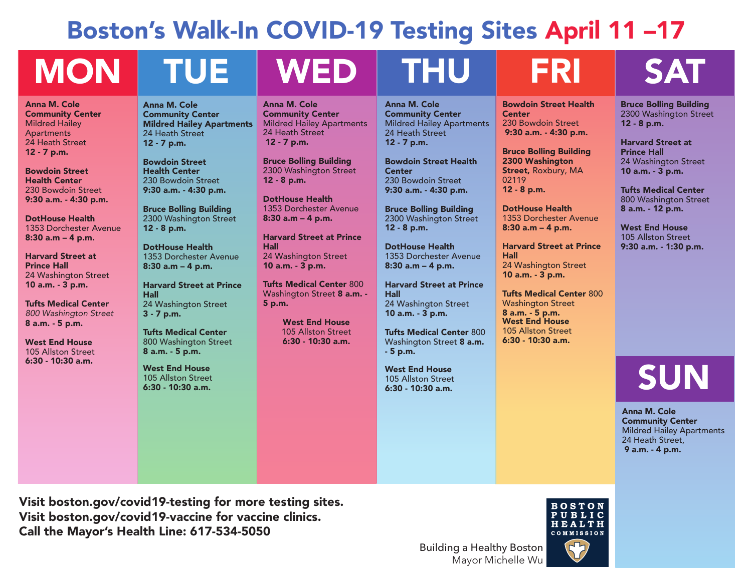# Boston's Walk-In COVID-19 Testing Sites April 11 –17

## MON

**Anna M. Cole Community Center**
Mildred Hailey Apartments
24 Heath Street
**12 - 7 p.m.**

**Bowdoin Street Health Center**
230 Bowdoin Street
**9:30 a.m. - 4:30 p.m.**

**DotHouse Health**
1353 Dorchester Avenue
**8:30 a.m – 4 p.m.**

**Harvard Street at Prince Hall**
24 Washington Street
**10 a.m. - 3 p.m.**

**Tufts Medical Center**
*800 Washington Street*
**8 a.m. - 5 p.m.**

**West End House**
105 Allston Street
**6:30 - 10:30 a.m.**

## TUE

**Anna M. Cole Community Center**
**Mildred Hailey Apartments**
24 Heath Street
**12 - 7 p.m.**

**Bowdoin Street Health Center**
230 Bowdoin Street
**9:30 a.m. - 4:30 p.m.**

**Bruce Bolling Building**
2300 Washington Street
**12 - 8 p.m.**

**DotHouse Health**
1353 Dorchester Avenue
**8:30 a.m – 4 p.m.**

**Harvard Street at Prince Hall**
24 Washington Street
**3 - 7 p.m.**

**Tufts Medical Center**
800 Washington Street
**8 a.m. - 5 p.m.**

**West End House**
105 Allston Street
**6:30 - 10:30 a.m.**

## WED

**Anna M. Cole Community Center**
Mildred Hailey Apartments
24 Heath Street
**12 - 7 p.m.**

**Bruce Bolling Building**
2300 Washington Street
**12 - 8 p.m.**

**DotHouse Health**
1353 Dorchester Avenue
**8:30 a.m – 4 p.m.**

**Harvard Street at Prince Hall**
24 Washington Street
**10 a.m. - 3 p.m.**

**Tufts Medical Center** 800 Washington Street **8 a.m. - 5 p.m.**

**West End House**
105 Allston Street
**6:30 - 10:30 a.m.**

## THU

**Anna M. Cole Community Center**
Mildred Hailey Apartments
24 Heath Street
**12 - 7 p.m.**

**Bowdoin Street Health Center**
230 Bowdoin Street
**9:30 a.m. - 4:30 p.m.**

**Bruce Bolling Building**
2300 Washington Street
**12 - 8 p.m.**

**DotHouse Health**
1353 Dorchester Avenue
**8:30 a.m – 4 p.m.**

**Harvard Street at Prince Hall**
24 Washington Street
**10 a.m. - 3 p.m.**

**Tufts Medical Center** 800 Washington Street **8 a.m. - 5 p.m.**

**West End House**
105 Allston Street
**6:30 - 10:30 a.m.**

## FRI

**Bowdoin Street Health Center**
230 Bowdoin Street
**9:30 a.m. - 4:30 p.m.**

**Bruce Bolling Building**
**2300 Washington Street,** Roxbury, MA 02119
**12 - 8 p.m.**

**DotHouse Health**
1353 Dorchester Avenue
**8:30 a.m – 4 p.m.**

**Harvard Street at Prince Hall**
24 Washington Street
**10 a.m. - 3 p.m.**

**Tufts Medical Center** 800 Washington Street
**8 a.m. - 5 p.m.**

**West End House**
105 Allston Street
**6:30 - 10:30 a.m.**

## SAT

**Bruce Bolling Building**
2300 Washington Street
**12 - 8 p.m.**

**Harvard Street at Prince Hall**
24 Washington Street
**10 a.m. - 3 p.m.**

**Tufts Medical Center**
800 Washington Street
**8 a.m. - 12 p.m.**

**West End House**
105 Allston Street
**9:30 a.m. - 1:30 p.m.**

## SUN

**Anna M. Cole Community Center**
Mildred Hailey Apartments
24 Heath Street,
**9 a.m. - 4 p.m.**

**Visit boston.gov/covid19-testing for more testing sites.**
**Visit boston.gov/covid19-vaccine for vaccine clinics.**
**Call the Mayor's Health Line: 617-534-5050**

Building a Healthy Boston
Mayor Michelle Wu

BOSTON PUBLIC HEALTH COMMISSION